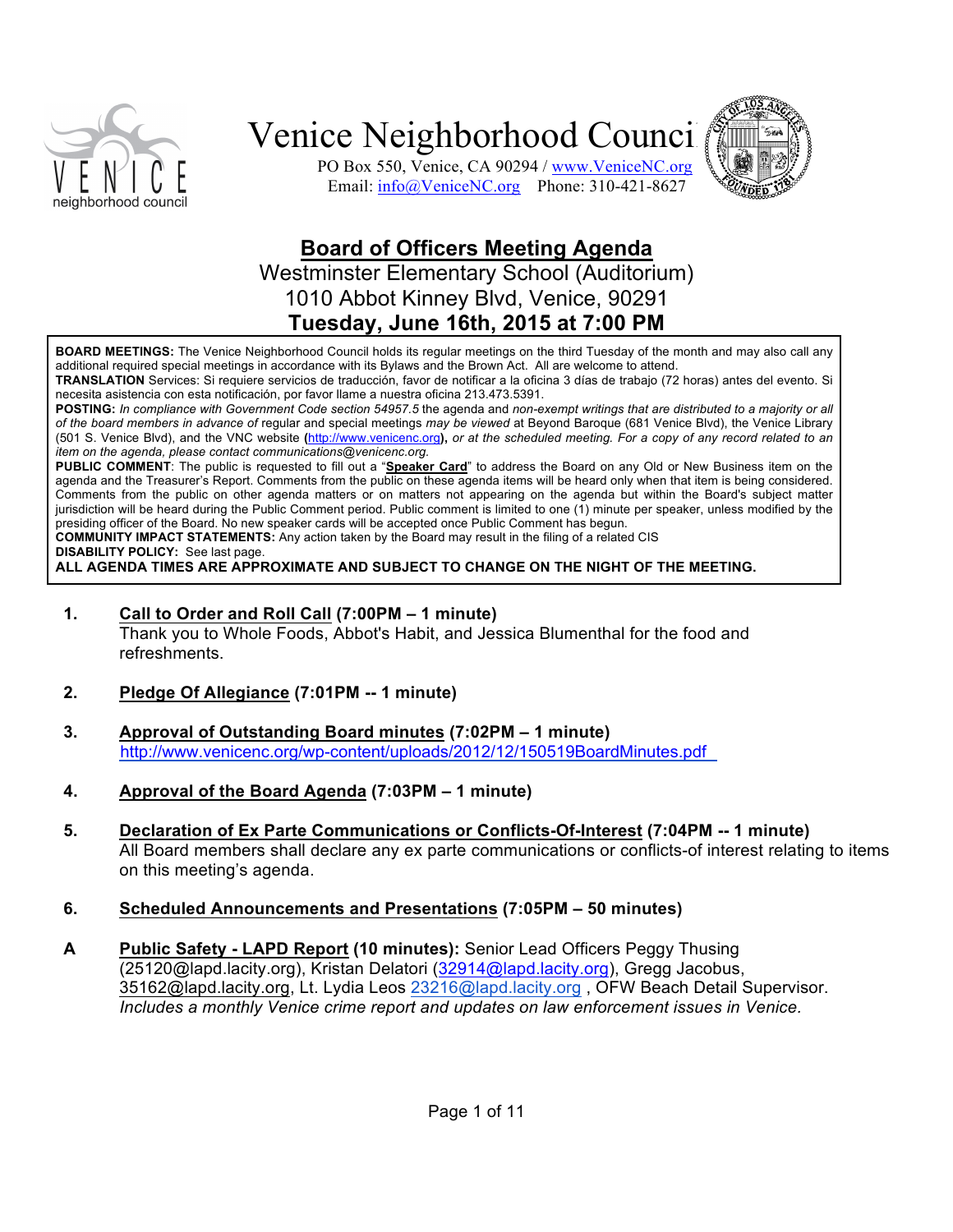# Venice Neighborhood Council

PO Box 550, Venice, CA 90294 / www.VeniceNC.org
Email: info@VeniceNC.org Phone: 310-421-8627

## Board of Officers Meeting Agenda

Westminster Elementary School (Auditorium)
1010 Abbot Kinney Blvd, Venice, 90291
**Tuesday, June 16th, 2015 at 7:00 PM**

**BOARD MEETINGS:** The Venice Neighborhood Council holds its regular meetings on the third Tuesday of the month and may also call any additional required special meetings in accordance with its Bylaws and the Brown Act. All are welcome to attend.
**TRANSLATION** Services: Si requiere servicios de traducción, favor de notificar a la oficina 3 días de trabajo (72 horas) antes del evento. Si necesita asistencia con esta notificación, por favor llame a nuestra oficina 213.473.5391.
**POSTING:** *In compliance with Government Code section 54957.5* the agenda and *non-exempt writings that are distributed to a majority or all of the board members in advance of* regular and special meetings *may be viewed* at Beyond Baroque (681 Venice Blvd), the Venice Library (501 S. Venice Blvd), and the VNC website **(**http://www.venicenc.org**),** *or at the scheduled meeting. For a copy of any record related to an item on the agenda, please contact communications@venicenc.org.*
**PUBLIC COMMENT**: The public is requested to fill out a "**Speaker Card**" to address the Board on any Old or New Business item on the agenda and the Treasurer's Report. Comments from the public on these agenda items will be heard only when that item is being considered. Comments from the public on other agenda matters or on matters not appearing on the agenda but within the Board's subject matter jurisdiction will be heard during the Public Comment period. Public comment is limited to one (1) minute per speaker, unless modified by the presiding officer of the Board. No new speaker cards will be accepted once Public Comment has begun.
**COMMUNITY IMPACT STATEMENTS:** Any action taken by the Board may result in the filing of a related CIS
**DISABILITY POLICY:** See last page.
**ALL AGENDA TIMES ARE APPROXIMATE AND SUBJECT TO CHANGE ON THE NIGHT OF THE MEETING.**

1. **Call to Order and Roll Call (7:00PM – 1 minute)**
   Thank you to Whole Foods, Abbot's Habit, and Jessica Blumenthal for the food and refreshments.

2. **Pledge Of Allegiance (7:01PM -- 1 minute)**

3. **Approval of Outstanding Board minutes (7:02PM – 1 minute)**
   http://www.venicenc.org/wp-content/uploads/2012/12/150519BoardMinutes.pdf

4. **Approval of the Board Agenda (7:03PM – 1 minute)**

5. **Declaration of Ex Parte Communications or Conflicts-Of-Interest (7:04PM -- 1 minute)**
   All Board members shall declare any ex parte communications or conflicts-of interest relating to items on this meeting's agenda.

6. **Scheduled Announcements and Presentations (7:05PM – 50 minutes)**

**A** **Public Safety - LAPD Report (10 minutes):** Senior Lead Officers Peggy Thusing (25120@lapd.lacity.org), Kristan Delatori (32914@lapd.lacity.org), Gregg Jacobus, 35162@lapd.lacity.org, Lt. Lydia Leos 23216@lapd.lacity.org , OFW Beach Detail Supervisor. *Includes a monthly Venice crime report and updates on law enforcement issues in Venice.*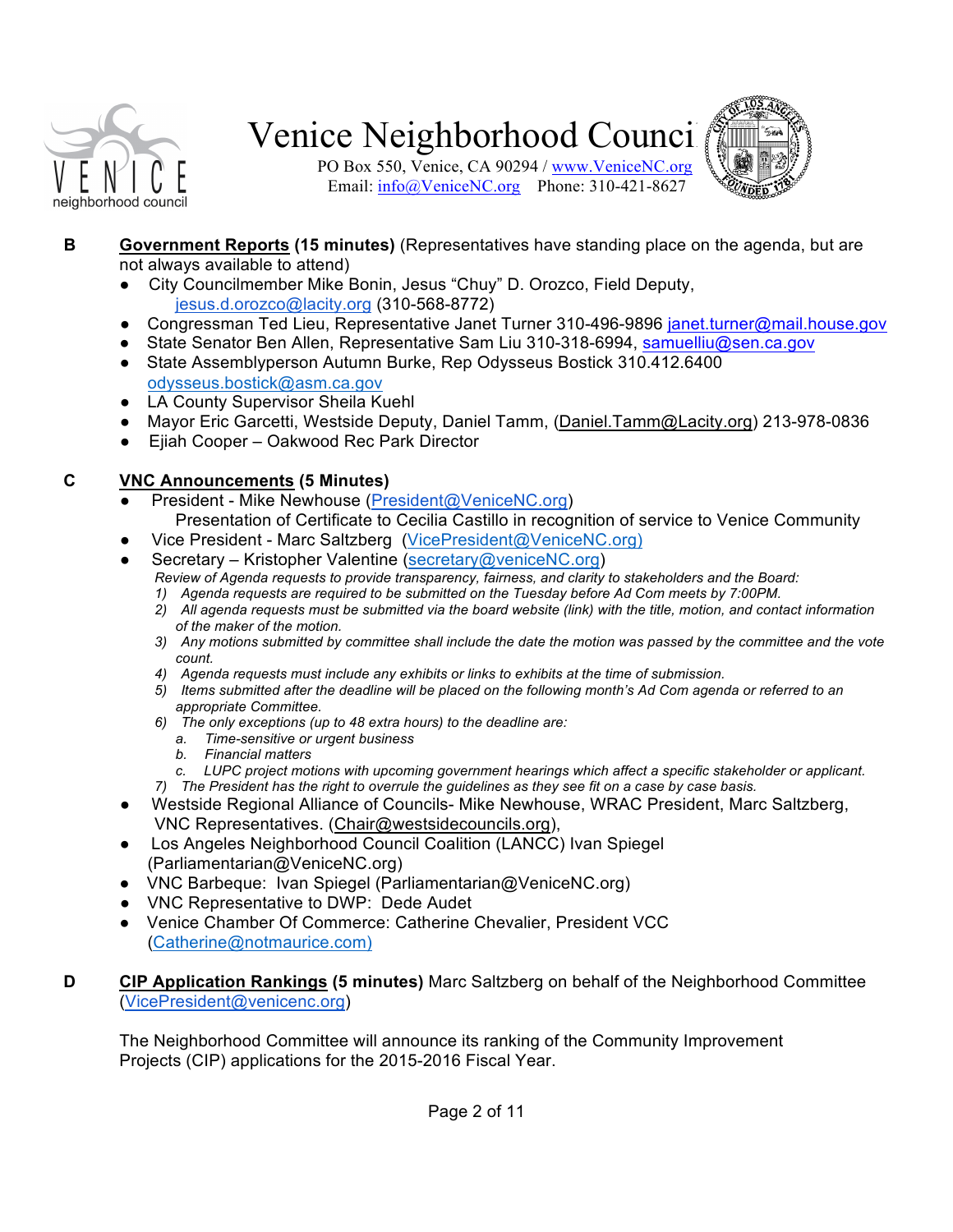# Venice Neighborhood Council

PO Box 550, Venice, CA 90294 / www.VeniceNC.org
Email: info@VeniceNC.org Phone: 310-421-8627

**B** **Government Reports (15 minutes)** (Representatives have standing place on the agenda, but are not always available to attend)

- City Councilmember Mike Bonin, Jesus "Chuy" D. Orozco, Field Deputy, jesus.d.orozco@lacity.org (310-568-8772)
- Congressman Ted Lieu, Representative Janet Turner 310-496-9896 janet.turner@mail.house.gov
- State Senator Ben Allen, Representative Sam Liu 310-318-6994, samuelliu@sen.ca.gov
- State Assemblyperson Autumn Burke, Rep Odysseus Bostick 310.412.6400 odysseus.bostick@asm.ca.gov
- LA County Supervisor Sheila Kuehl
- Mayor Eric Garcetti, Westside Deputy, Daniel Tamm, (Daniel.Tamm@Lacity.org) 213-978-0836
- Ejiah Cooper – Oakwood Rec Park Director

**C** **VNC Announcements (5 Minutes)**

- President - Mike Newhouse (President@VeniceNC.org)
  Presentation of Certificate to Cecilia Castillo in recognition of service to Venice Community
- Vice President - Marc Saltzberg (VicePresident@VeniceNC.org)
- Secretary – Kristopher Valentine (secretary@veniceNC.org)
  *Review of Agenda requests to provide transparency, fairness, and clarity to stakeholders and the Board:*
  1) *Agenda requests are required to be submitted on the Tuesday before Ad Com meets by 7:00PM.*
  2) *All agenda requests must be submitted via the board website (link) with the title, motion, and contact information of the maker of the motion.*
  3) *Any motions submitted by committee shall include the date the motion was passed by the committee and the vote count.*
  4) *Agenda requests must include any exhibits or links to exhibits at the time of submission.*
  5) *Items submitted after the deadline will be placed on the following month's Ad Com agenda or referred to an appropriate Committee.*
  6) *The only exceptions (up to 48 extra hours) to the deadline are:*
     a. *Time-sensitive or urgent business*
     b. *Financial matters*
     c. *LUPC project motions with upcoming government hearings which affect a specific stakeholder or applicant.*
  7) *The President has the right to overrule the guidelines as they see fit on a case by case basis.*
- Westside Regional Alliance of Councils- Mike Newhouse, WRAC President, Marc Saltzberg, VNC Representatives. (Chair@westsidecouncils.org),
- Los Angeles Neighborhood Council Coalition (LANCC) Ivan Spiegel (Parliamentarian@VeniceNC.org)
- VNC Barbeque: Ivan Spiegel (Parliamentarian@VeniceNC.org)
- VNC Representative to DWP: Dede Audet
- Venice Chamber Of Commerce: Catherine Chevalier, President VCC (Catherine@notmaurice.com)

**D** **CIP Application Rankings (5 minutes)** Marc Saltzberg on behalf of the Neighborhood Committee (VicePresident@venicenc.org)

The Neighborhood Committee will announce its ranking of the Community Improvement Projects (CIP) applications for the 2015-2016 Fiscal Year.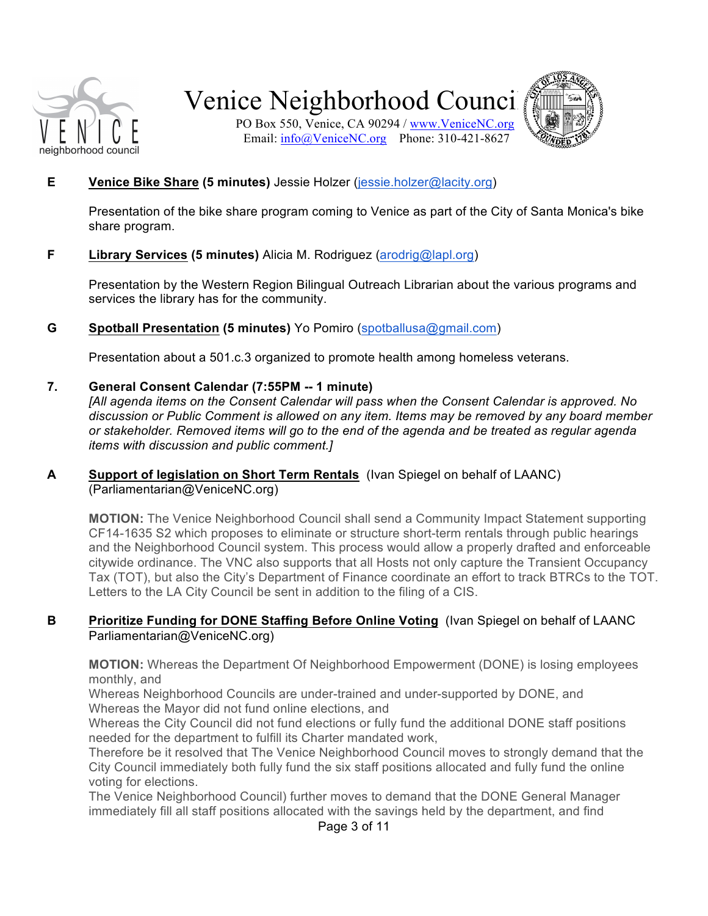**E** **Venice Bike Share (5 minutes)** Jessie Holzer (jessie.holzer@lacity.org)

Presentation of the bike share program coming to Venice as part of the City of Santa Monica's bike share program.

**F** **Library Services (5 minutes)** Alicia M. Rodriguez (arodrig@lapl.org)

Presentation by the Western Region Bilingual Outreach Librarian about the various programs and services the library has for the community.

**G** **Spotball Presentation (5 minutes)** Yo Pomiro (spotballusa@gmail.com)

Presentation about a 501.c.3 organized to promote health among homeless veterans.

**7.** **General Consent Calendar (7:55PM -- 1 minute)**
*[All agenda items on the Consent Calendar will pass when the Consent Calendar is approved. No discussion or Public Comment is allowed on any item. Items may be removed by any board member or stakeholder. Removed items will go to the end of the agenda and be treated as regular agenda items with discussion and public comment.]*

**A** **Support of legislation on Short Term Rentals** (Ivan Spiegel on behalf of LAANC) (Parliamentarian@VeniceNC.org)

**MOTION:** The Venice Neighborhood Council shall send a Community Impact Statement supporting CF14-1635 S2 which proposes to eliminate or structure short-term rentals through public hearings and the Neighborhood Council system. This process would allow a properly drafted and enforceable citywide ordinance. The VNC also supports that all Hosts not only capture the Transient Occupancy Tax (TOT), but also the City's Department of Finance coordinate an effort to track BTRCs to the TOT. Letters to the LA City Council be sent in addition to the filing of a CIS.

**B** **Prioritize Funding for DONE Staffing Before Online Voting** (Ivan Spiegel on behalf of LAANC Parliamentarian@VeniceNC.org)

**MOTION:** Whereas the Department Of Neighborhood Empowerment (DONE) is losing employees monthly, and
Whereas Neighborhood Councils are under-trained and under-supported by DONE, and
Whereas the Mayor did not fund online elections, and
Whereas the City Council did not fund elections or fully fund the additional DONE staff positions needed for the department to fulfill its Charter mandated work,
Therefore be it resolved that The Venice Neighborhood Council moves to strongly demand that the City Council immediately both fully fund the six staff positions allocated and fully fund the online voting for elections.
The Venice Neighborhood Council) further moves to demand that the DONE General Manager immediately fill all staff positions allocated with the savings held by the department, and find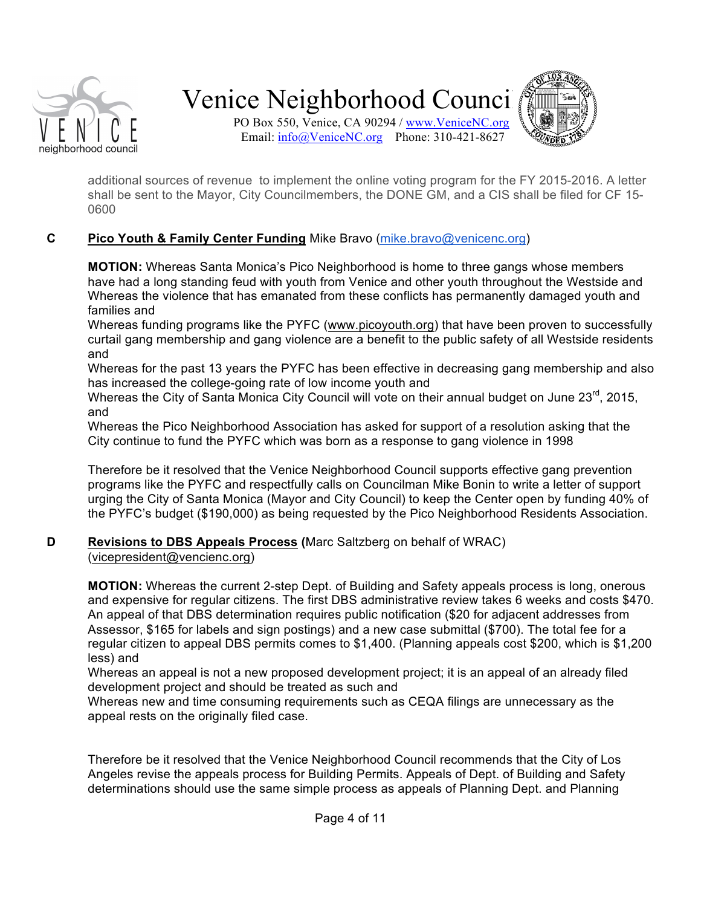additional sources of revenue to implement the online voting program for the FY 2015-2016. A letter shall be sent to the Mayor, City Councilmembers, the DONE GM, and a CIS shall be filed for CF 15-0600

**C** **Pico Youth & Family Center Funding** Mike Bravo (mike.bravo@venicenc.org)

**MOTION:** Whereas Santa Monica's Pico Neighborhood is home to three gangs whose members have had a long standing feud with youth from Venice and other youth throughout the Westside and Whereas the violence that has emanated from these conflicts has permanently damaged youth and families and
Whereas funding programs like the PYFC (www.picoyouth.org) that have been proven to successfully curtail gang membership and gang violence are a benefit to the public safety of all Westside residents and
Whereas for the past 13 years the PYFC has been effective in decreasing gang membership and also has increased the college-going rate of low income youth and
Whereas the City of Santa Monica City Council will vote on their annual budget on June 23rd, 2015, and
Whereas the Pico Neighborhood Association has asked for support of a resolution asking that the City continue to fund the PYFC which was born as a response to gang violence in 1998

Therefore be it resolved that the Venice Neighborhood Council supports effective gang prevention programs like the PYFC and respectfully calls on Councilman Mike Bonin to write a letter of support urging the City of Santa Monica (Mayor and City Council) to keep the Center open by funding 40% of the PYFC's budget ($190,000) as being requested by the Pico Neighborhood Residents Association.

**D** **Revisions to DBS Appeals Process (**Marc Saltzberg on behalf of WRAC) (vicepresident@vencienc.org)

**MOTION:** Whereas the current 2-step Dept. of Building and Safety appeals process is long, onerous and expensive for regular citizens. The first DBS administrative review takes 6 weeks and costs $470. An appeal of that DBS determination requires public notification ($20 for adjacent addresses from Assessor, $165 for labels and sign postings) and a new case submittal ($700). The total fee for a regular citizen to appeal DBS permits comes to $1,400. (Planning appeals cost $200, which is $1,200 less) and
Whereas an appeal is not a new proposed development project; it is an appeal of an already filed development project and should be treated as such and
Whereas new and time consuming requirements such as CEQA filings are unnecessary as the appeal rests on the originally filed case.

Therefore be it resolved that the Venice Neighborhood Council recommends that the City of Los Angeles revise the appeals process for Building Permits. Appeals of Dept. of Building and Safety determinations should use the same simple process as appeals of Planning Dept. and Planning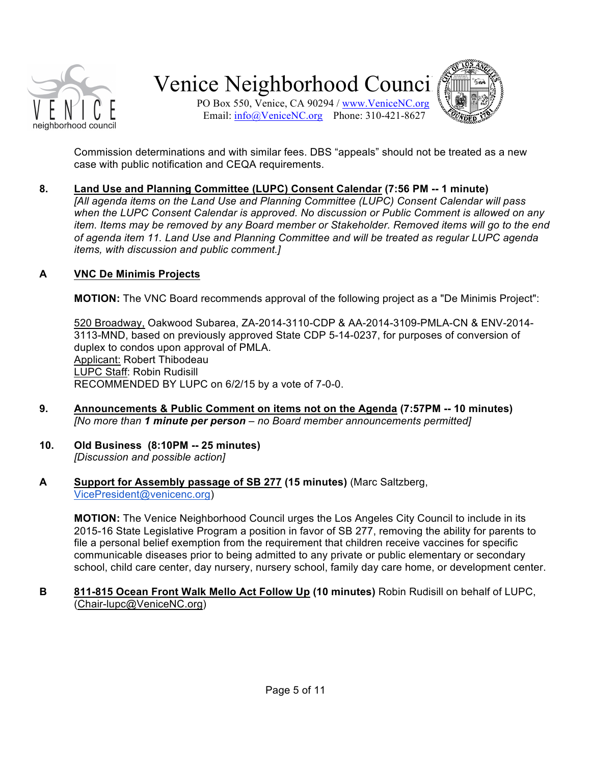Commission determinations and with similar fees. DBS "appeals" should not be treated as a new case with public notification and CEQA requirements.

**8. Land Use and Planning Committee (LUPC) Consent Calendar (7:56 PM -- 1 minute)**
*[All agenda items on the Land Use and Planning Committee (LUPC) Consent Calendar will pass when the LUPC Consent Calendar is approved. No discussion or Public Comment is allowed on any item. Items may be removed by any Board member or Stakeholder. Removed items will go to the end of agenda item 11. Land Use and Planning Committee and will be treated as regular LUPC agenda items, with discussion and public comment.]*

**A VNC De Minimis Projects**

**MOTION:** The VNC Board recommends approval of the following project as a "De Minimis Project":

520 Broadway, Oakwood Subarea, ZA-2014-3110-CDP & AA-2014-3109-PMLA-CN & ENV-2014-3113-MND, based on previously approved State CDP 5-14-0237, for purposes of conversion of duplex to condos upon approval of PMLA.
Applicant: Robert Thibodeau
LUPC Staff: Robin Rudisill
RECOMMENDED BY LUPC on 6/2/15 by a vote of 7-0-0.

**9. Announcements & Public Comment on items not on the Agenda (7:57PM -- 10 minutes)**
*[No more than **1 minute per person** – no Board member announcements permitted]*

**10. Old Business (8:10PM -- 25 minutes)**
*[Discussion and possible action]*

**A Support for Assembly passage of SB 277 (15 minutes)** (Marc Saltzberg, VicePresident@venicenc.org)

**MOTION:** The Venice Neighborhood Council urges the Los Angeles City Council to include in its 2015-16 State Legislative Program a position in favor of SB 277, removing the ability for parents to file a personal belief exemption from the requirement that children receive vaccines for specific communicable diseases prior to being admitted to any private or public elementary or secondary school, child care center, day nursery, nursery school, family day care home, or development center.

**B 811-815 Ocean Front Walk Mello Act Follow Up (10 minutes)** Robin Rudisill on behalf of LUPC, (Chair-lupc@VeniceNC.org)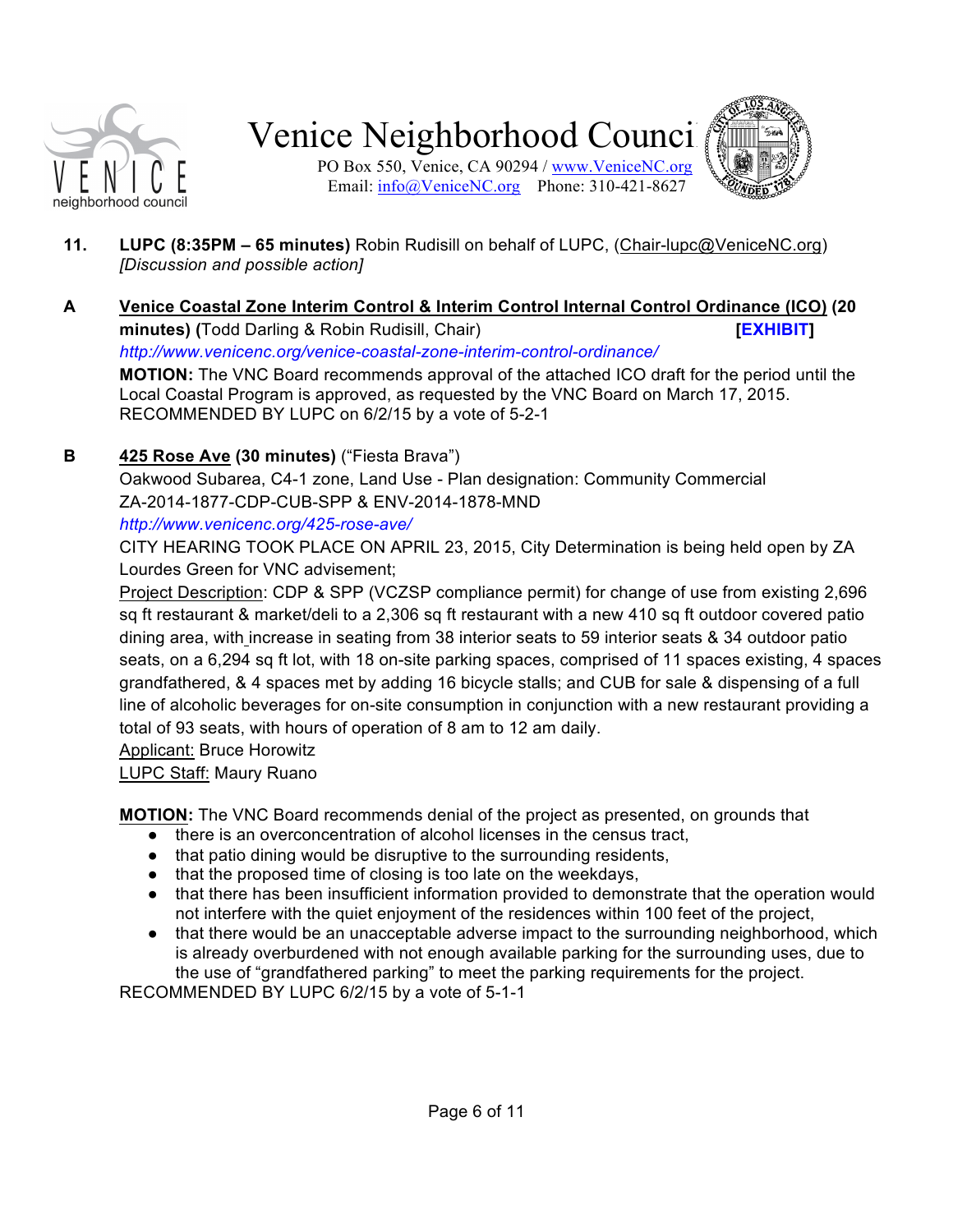11. **LUPC (8:35PM – 65 minutes)** Robin Rudisill on behalf of LUPC, (Chair-lupc@VeniceNC.org) *[Discussion and possible action]*

**A** **Venice Coastal Zone Interim Control & Interim Control Internal Control Ordinance (ICO) (20 minutes) (**Todd Darling & Robin Rudisill, Chair) **[EXHIBIT]**

*http://www.venicenc.org/venice-coastal-zone-interim-control-ordinance/*

**MOTION:** The VNC Board recommends approval of the attached ICO draft for the period until the Local Coastal Program is approved, as requested by the VNC Board on March 17, 2015. RECOMMENDED BY LUPC on 6/2/15 by a vote of 5-2-1

**B** **425 Rose Ave (30 minutes)** ("Fiesta Brava")

Oakwood Subarea, C4-1 zone, Land Use - Plan designation: Community Commercial
ZA-2014-1877-CDP-CUB-SPP & ENV-2014-1878-MND

*http://www.venicenc.org/425-rose-ave/*

CITY HEARING TOOK PLACE ON APRIL 23, 2015, City Determination is being held open by ZA Lourdes Green for VNC advisement;

Project Description: CDP & SPP (VCZSP compliance permit) for change of use from existing 2,696 sq ft restaurant & market/deli to a 2,306 sq ft restaurant with a new 410 sq ft outdoor covered patio dining area, with increase in seating from 38 interior seats to 59 interior seats & 34 outdoor patio seats, on a 6,294 sq ft lot, with 18 on-site parking spaces, comprised of 11 spaces existing, 4 spaces grandfathered, & 4 spaces met by adding 16 bicycle stalls; and CUB for sale & dispensing of a full line of alcoholic beverages for on-site consumption in conjunction with a new restaurant providing a total of 93 seats, with hours of operation of 8 am to 12 am daily.

Applicant: Bruce Horowitz

LUPC Staff: Maury Ruano

**MOTION:** The VNC Board recommends denial of the project as presented, on grounds that

- there is an overconcentration of alcohol licenses in the census tract,
- that patio dining would be disruptive to the surrounding residents,
- that the proposed time of closing is too late on the weekdays,
- that there has been insufficient information provided to demonstrate that the operation would not interfere with the quiet enjoyment of the residences within 100 feet of the project,
- that there would be an unacceptable adverse impact to the surrounding neighborhood, which is already overburdened with not enough available parking for the surrounding uses, due to the use of "grandfathered parking" to meet the parking requirements for the project.

RECOMMENDED BY LUPC 6/2/15 by a vote of 5-1-1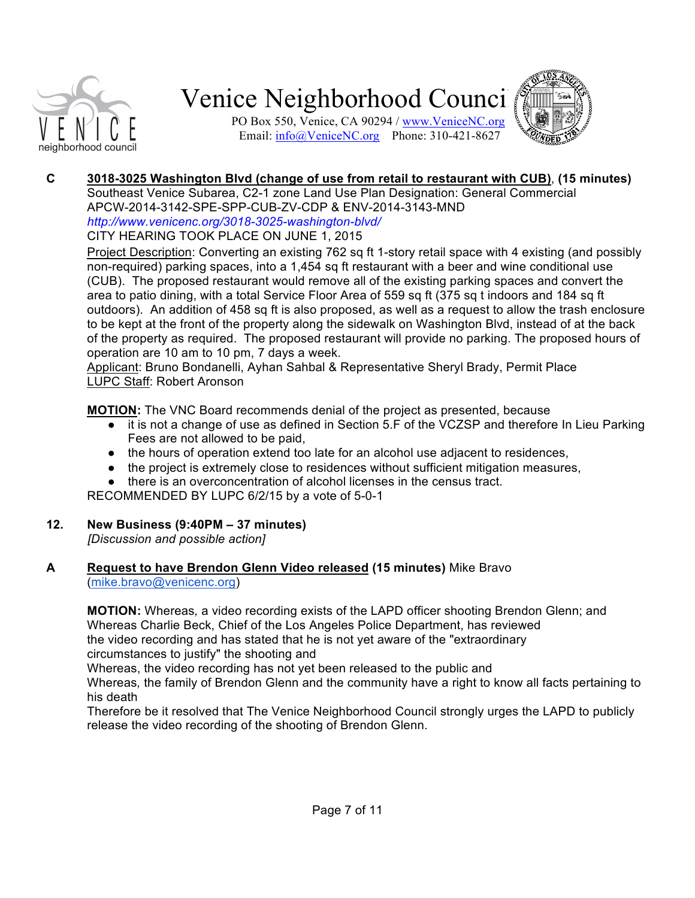**C** **3018-3025 Washington Blvd (change of use from retail to restaurant with CUB)**, **(15 minutes)**
Southeast Venice Subarea, C2-1 zone Land Use Plan Designation: General Commercial
APCW-2014-3142-SPE-SPP-CUB-ZV-CDP & ENV-2014-3143-MND
*http://www.venicenc.org/3018-3025-washington-blvd/*
CITY HEARING TOOK PLACE ON JUNE 1, 2015

Project Description: Converting an existing 762 sq ft 1-story retail space with 4 existing (and possibly non-required) parking spaces, into a 1,454 sq ft restaurant with a beer and wine conditional use (CUB). The proposed restaurant would remove all of the existing parking spaces and convert the area to patio dining, with a total Service Floor Area of 559 sq ft (375 sq t indoors and 184 sq ft outdoors). An addition of 458 sq ft is also proposed, as well as a request to allow the trash enclosure to be kept at the front of the property along the sidewalk on Washington Blvd, instead of at the back of the property as required. The proposed restaurant will provide no parking. The proposed hours of operation are 10 am to 10 pm, 7 days a week.
Applicant: Bruno Bondanelli, Ayhan Sahbal & Representative Sheryl Brady, Permit Place
LUPC Staff: Robert Aronson

**MOTION:** The VNC Board recommends denial of the project as presented, because

- it is not a change of use as defined in Section 5.F of the VCZSP and therefore In Lieu Parking Fees are not allowed to be paid,
- the hours of operation extend too late for an alcohol use adjacent to residences,
- the project is extremely close to residences without sufficient mitigation measures,
- there is an overconcentration of alcohol licenses in the census tract.

RECOMMENDED BY LUPC 6/2/15 by a vote of 5-0-1

**12.** **New Business (9:40PM – 37 minutes)**
*[Discussion and possible action]*

**A** **Request to have Brendon Glenn Video released** **(15 minutes)** Mike Bravo (mike.bravo@venicenc.org)

**MOTION:** Whereas*,* a video recording exists of the LAPD officer shooting Brendon Glenn; and
Whereas Charlie Beck, Chief of the Los Angeles Police Department, has reviewed
the video recording and has stated that he is not yet aware of the "extraordinary
circumstances to justify" the shooting and
Whereas, the video recording has not yet been released to the public and
Whereas*,* the family of Brendon Glenn and the community have a right to know all facts pertaining to his death
Therefore be it resolved that The Venice Neighborhood Council strongly urges the LAPD to publicly release the video recording of the shooting of Brendon Glenn.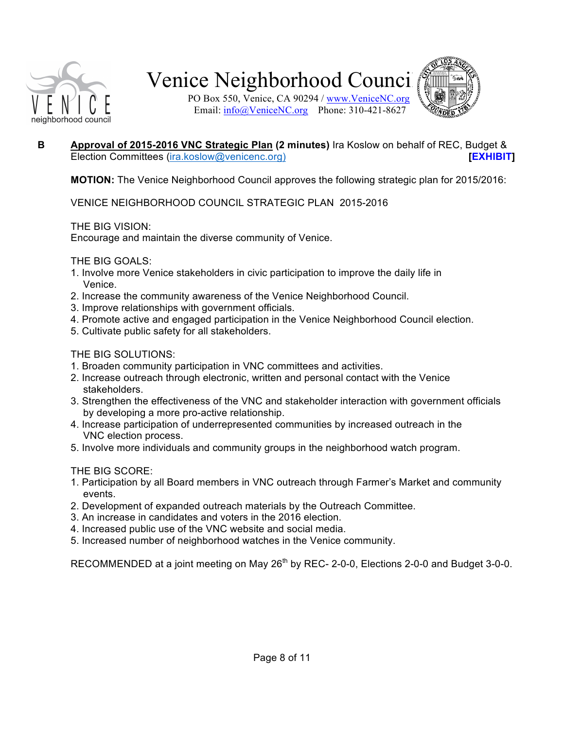# Venice Neighborhood Council

PO Box 550, Venice, CA 90294 / www.VeniceNC.org
Email: info@VeniceNC.org Phone: 310-421-8627

**B** **Approval of 2015-2016 VNC Strategic Plan (2 minutes)** Ira Koslow on behalf of REC, Budget & Election Committees (ira.koslow@venicenc.org) **[EXHIBIT]**

**MOTION:** The Venice Neighborhood Council approves the following strategic plan for 2015/2016:

VENICE NEIGHBORHOOD COUNCIL STRATEGIC PLAN 2015-2016

THE BIG VISION:
Encourage and maintain the diverse community of Venice.

THE BIG GOALS:
1. Involve more Venice stakeholders in civic participation to improve the daily life in Venice.
2. Increase the community awareness of the Venice Neighborhood Council.
3. Improve relationships with government officials.
4. Promote active and engaged participation in the Venice Neighborhood Council election.
5. Cultivate public safety for all stakeholders.

THE BIG SOLUTIONS:
1. Broaden community participation in VNC committees and activities.
2. Increase outreach through electronic, written and personal contact with the Venice stakeholders.
3. Strengthen the effectiveness of the VNC and stakeholder interaction with government officials by developing a more pro-active relationship.
4. Increase participation of underrepresented communities by increased outreach in the VNC election process.
5. Involve more individuals and community groups in the neighborhood watch program.

THE BIG SCORE:
1. Participation by all Board members in VNC outreach through Farmer's Market and community events.
2. Development of expanded outreach materials by the Outreach Committee.
3. An increase in candidates and voters in the 2016 election.
4. Increased public use of the VNC website and social media.
5. Increased number of neighborhood watches in the Venice community.

RECOMMENDED at a joint meeting on May 26th by REC- 2-0-0, Elections 2-0-0 and Budget 3-0-0.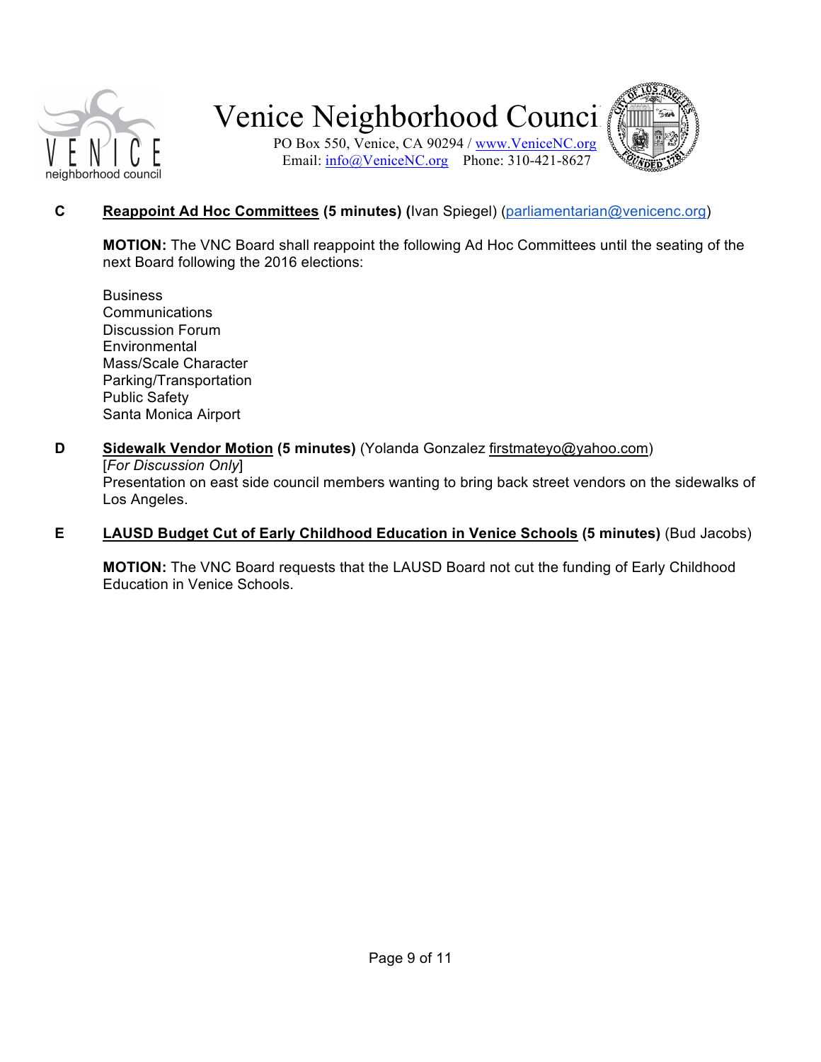**C** **Reappoint Ad Hoc Committees (5 minutes) (**Ivan Spiegel) (parliamentarian@venicenc.org)

**MOTION:** The VNC Board shall reappoint the following Ad Hoc Committees until the seating of the next Board following the 2016 elections:

Business
Communications
Discussion Forum
Environmental
Mass/Scale Character
Parking/Transportation
Public Safety
Santa Monica Airport

**D** **Sidewalk Vendor Motion (5 minutes)** (Yolanda Gonzalez firstmateyo@yahoo.com)
[*For Discussion Only*]
Presentation on east side council members wanting to bring back street vendors on the sidewalks of Los Angeles.

**E** **LAUSD Budget Cut of Early Childhood Education in Venice Schools (5 minutes)** (Bud Jacobs)

**MOTION:** The VNC Board requests that the LAUSD Board not cut the funding of Early Childhood Education in Venice Schools.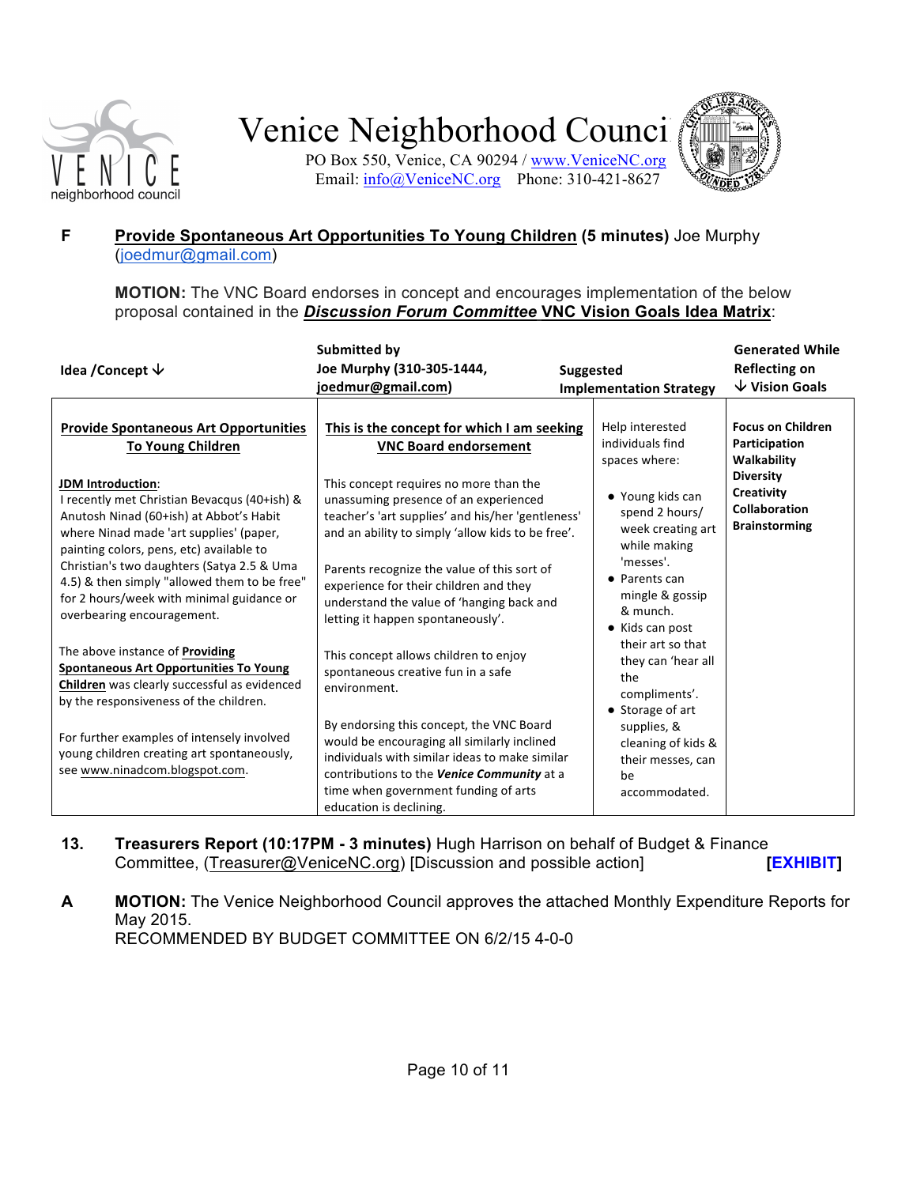# Venice Neighborhood Council

PO Box 550, Venice, CA 90294 / www.VeniceNC.org
Email: info@VeniceNC.org Phone: 310-421-8627

**F** **<u>Provide Spontaneous Art Opportunities To Young Children</u> (5 minutes)** Joe Murphy (joedmur@gmail.com)

**MOTION:** The VNC Board endorses in concept and encourages implementation of the below proposal contained in the ***<u>Discussion Forum Committee</u>* <u>VNC Vision Goals Idea Matrix</u>**:

| **Idea /Concept ↓** | **Submitted by Joe Murphy (310-305-1444, joedmur@gmail.com)** | **Suggested Implementation Strategy** | **Generated While Reflecting on ↓ Vision Goals** |
|---|---|---|---|
| **<u>Provide Spontaneous Art Opportunities To Young Children</u>**<br><br>**<u>JDM Introduction</u>**: I recently met Christian Bevacqus (40+ish) & Anutosh Ninad (60+ish) at Abbot's Habit where Ninad made 'art supplies' (paper, painting colors, pens, etc) available to Christian's two daughters (Satya 2.5 & Uma 4.5) & then simply "allowed them to be free" for 2 hours/week with minimal guidance or overbearing encouragement.<br><br>The above instance of **<u>Providing Spontaneous Art Opportunities To Young Children</u>** was clearly successful as evidenced by the responsiveness of the children.<br><br>For further examples of intensely involved young children creating art spontaneously, see www.ninadcom.blogspot.com. | **<u>This is the concept for which I am seeking VNC Board endorsement</u>**<br><br>This concept requires no more than the unassuming presence of an experienced teacher's 'art supplies' and his/her 'gentleness' and an ability to simply 'allow kids to be free'.<br><br>Parents recognize the value of this sort of experience for their children and they understand the value of 'hanging back and letting it happen spontaneously'.<br><br>This concept allows children to enjoy spontaneous creative fun in a safe environment.<br><br>By endorsing this concept, the VNC Board would be encouraging all similarly inclined individuals with similar ideas to make similar contributions to the ***Venice Community*** at a time when government funding of arts education is declining. | Help interested individuals find spaces where:<br><br>• Young kids can spend 2 hours/ week creating art while making 'messes'.<br>• Parents can mingle & gossip & munch.<br>• Kids can post their art so that they can 'hear all the compliments'.<br>• Storage of art supplies, & cleaning of kids & their messes, can be accommodated. | **Focus on Children**<br>**Participation**<br>**Walkability**<br>**Diversity**<br>**Creativity**<br>**Collaboration**<br>**Brainstorming** |

**13.** **Treasurers Report (10:17PM - 3 minutes)** Hugh Harrison on behalf of Budget & Finance Committee, (Treasurer@VeniceNC.org) [Discussion and possible action] **[EXHIBIT]**

**A** **MOTION:** The Venice Neighborhood Council approves the attached Monthly Expenditure Reports for May 2015.
RECOMMENDED BY BUDGET COMMITTEE ON 6/2/15 4-0-0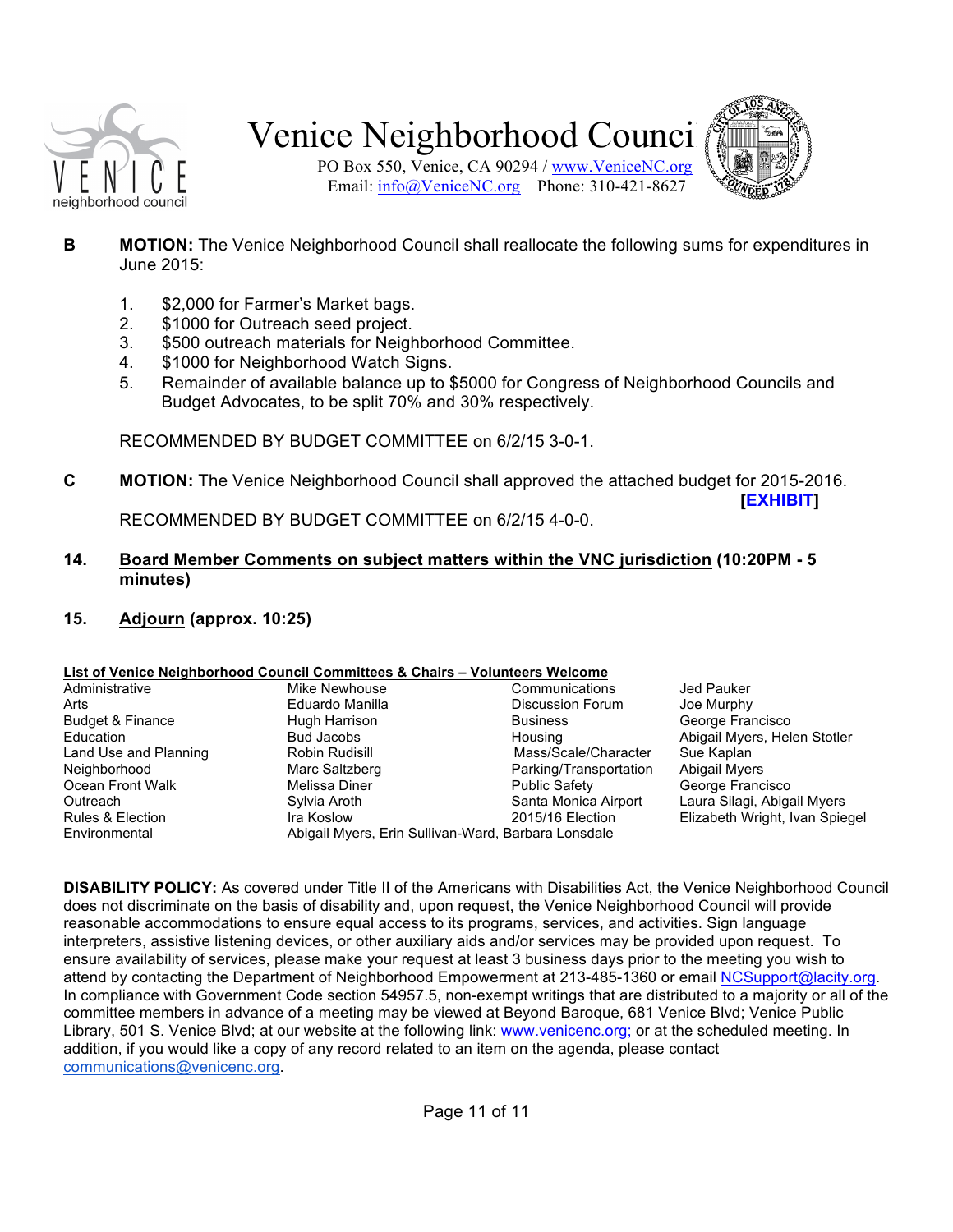# Venice Neighborhood Council

PO Box 550, Venice, CA 90294 / www.VeniceNC.org
Email: info@VeniceNC.org Phone: 310-421-8627

**B** **MOTION:** The Venice Neighborhood Council shall reallocate the following sums for expenditures in June 2015:

1. $2,000 for Farmer's Market bags.
2. $1000 for Outreach seed project.
3. $500 outreach materials for Neighborhood Committee.
4. $1000 for Neighborhood Watch Signs.
5. Remainder of available balance up to $5000 for Congress of Neighborhood Councils and Budget Advocates, to be split 70% and 30% respectively.

RECOMMENDED BY BUDGET COMMITTEE on 6/2/15 3-0-1.

**C** **MOTION:** The Venice Neighborhood Council shall approved the attached budget for 2015-2016. **[EXHIBIT]**

RECOMMENDED BY BUDGET COMMITTEE on 6/2/15 4-0-0.

**14. Board Member Comments on subject matters within the VNC jurisdiction (10:20PM - 5 minutes)**

**15. Adjourn (approx. 10:25)**

**List of Venice Neighborhood Council Committees & Chairs – Volunteers Welcome**

| | | | |
|---|---|---|---|
| Administrative | Mike Newhouse | Communications | Jed Pauker |
| Arts | Eduardo Manilla | Discussion Forum | Joe Murphy |
| Budget & Finance | Hugh Harrison | Business | George Francisco |
| Education | Bud Jacobs | Housing | Abigail Myers, Helen Stotler |
| Land Use and Planning | Robin Rudisill | Mass/Scale/Character | Sue Kaplan |
| Neighborhood | Marc Saltzberg | Parking/Transportation | Abigail Myers |
| Ocean Front Walk | Melissa Diner | Public Safety | George Francisco |
| Outreach | Sylvia Aroth | Santa Monica Airport | Laura Silagi, Abigail Myers |
| Rules & Election | Ira Koslow | 2015/16 Election | Elizabeth Wright, Ivan Spiegel |
| Environmental | Abigail Myers, Erin Sullivan-Ward, Barbara Lonsdale | | |

**DISABILITY POLICY:** As covered under Title II of the Americans with Disabilities Act, the Venice Neighborhood Council does not discriminate on the basis of disability and, upon request, the Venice Neighborhood Council will provide reasonable accommodations to ensure equal access to its programs, services, and activities. Sign language interpreters, assistive listening devices, or other auxiliary aids and/or services may be provided upon request. To ensure availability of services, please make your request at least 3 business days prior to the meeting you wish to attend by contacting the Department of Neighborhood Empowerment at 213-485-1360 or email NCSupport@lacity.org. In compliance with Government Code section 54957.5, non-exempt writings that are distributed to a majority or all of the committee members in advance of a meeting may be viewed at Beyond Baroque, 681 Venice Blvd; Venice Public Library, 501 S. Venice Blvd; at our website at the following link: www.venicenc.org; or at the scheduled meeting. In addition, if you would like a copy of any record related to an item on the agenda, please contact communications@venicenc.org.